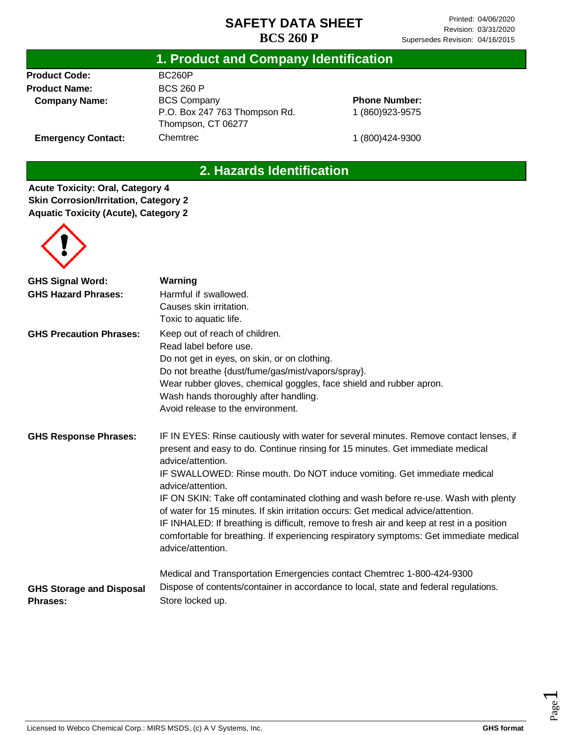# SAFETY DATA SHEET
## BCS 260 P

Printed: 04/06/2020
Revision: 03/31/2020
Supersedes Revision: 04/16/2015

## 1. Product and Company Identification

**Product Code:** BC260P

**Product Name:** BCS 260 P

**Company Name:** BCS Company
P.O. Box 247 763 Thompson Rd.
Thompson, CT 06277

**Phone Number:** 1 (860)923-9575

**Emergency Contact:** Chemtrec 1 (800)424-9300

## 2. Hazards Identification

**Acute Toxicity: Oral, Category 4**
**Skin Corrosion/Irritation, Category 2**
**Aquatic Toxicity (Acute), Category 2**

**GHS Signal Word:** **Warning**

**GHS Hazard Phrases:**
Harmful if swallowed.
Causes skin irritation.
Toxic to aquatic life.

**GHS Precaution Phrases:**
Keep out of reach of children.
Read label before use.
Do not get in eyes, on skin, or on clothing.
Do not breathe {dust/fume/gas/mist/vapors/spray}.
Wear rubber gloves, chemical goggles, face shield and rubber apron.
Wash hands thoroughly after handling.
Avoid release to the environment.

**GHS Response Phrases:**
IF IN EYES: Rinse cautiously with water for several minutes. Remove contact lenses, if present and easy to do. Continue rinsing for 15 minutes. Get immediate medical advice/attention.
IF SWALLOWED: Rinse mouth. Do NOT induce vomiting. Get immediate medical advice/attention.
IF ON SKIN: Take off contaminated clothing and wash before re-use. Wash with plenty of water for 15 minutes. If skin irritation occurs: Get medical advice/attention.
IF INHALED: If breathing is difficult, remove to fresh air and keep at rest in a position comfortable for breathing. If experiencing respiratory symptoms: Get immediate medical advice/attention.

Medical and Transportation Emergencies contact Chemtrec 1-800-424-9300

**GHS Storage and Disposal Phrases:**
Dispose of contents/container in accordance to local, state and federal regulations.
Store locked up.

Licensed to Webco Chemical Corp.: MIRS MSDS, (c) A V Systems, Inc. **GHS format**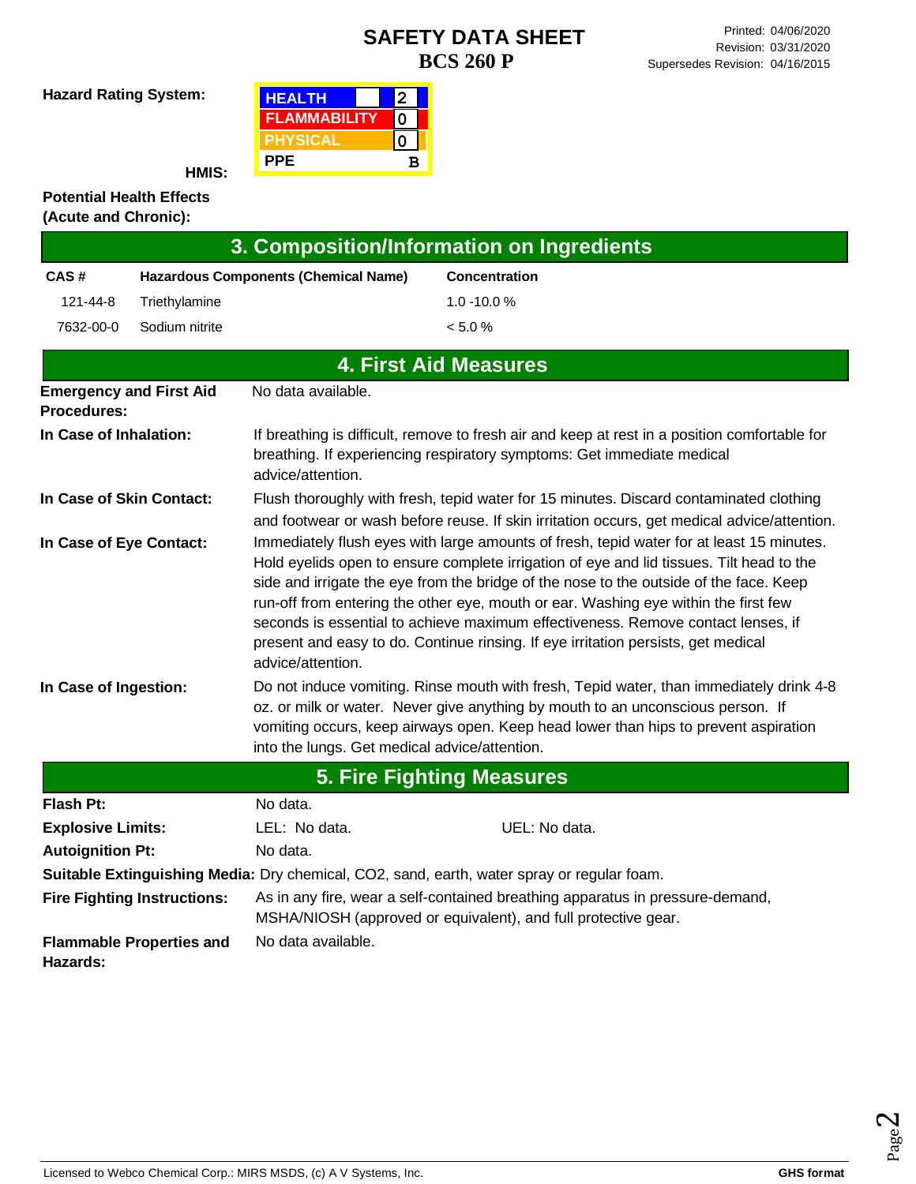# SAFETY DATA SHEET
## BCS 260 P

Printed: 04/06/2020
Revision: 03/31/2020
Supersedes Revision: 04/16/2015

**Hazard Rating System:**

**HMIS:**

| HMIS | |
|---|---|
| HEALTH | 2 |
| FLAMMABILITY | 0 |
| PHYSICAL | 0 |
| PPE | B |

**Potential Health Effects (Acute and Chronic):**

## 3. Composition/Information on Ingredients

| CAS # | Hazardous Components (Chemical Name) | Concentration |
|---|---|---|
| 121-44-8 | Triethylamine | 1.0 -10.0 % |
| 7632-00-0 | Sodium nitrite | < 5.0 % |

## 4. First Aid Measures

**Emergency and First Aid Procedures:** No data available.

**In Case of Inhalation:** If breathing is difficult, remove to fresh air and keep at rest in a position comfortable for breathing. If experiencing respiratory symptoms: Get immediate medical advice/attention.

**In Case of Skin Contact:** Flush thoroughly with fresh, tepid water for 15 minutes. Discard contaminated clothing and footwear or wash before reuse. If skin irritation occurs, get medical advice/attention.

**In Case of Eye Contact:** Immediately flush eyes with large amounts of fresh, tepid water for at least 15 minutes. Hold eyelids open to ensure complete irrigation of eye and lid tissues. Tilt head to the side and irrigate the eye from the bridge of the nose to the outside of the face. Keep run-off from entering the other eye, mouth or ear. Washing eye within the first few seconds is essential to achieve maximum effectiveness. Remove contact lenses, if present and easy to do. Continue rinsing. If eye irritation persists, get medical advice/attention.

**In Case of Ingestion:** Do not induce vomiting. Rinse mouth with fresh, Tepid water, than immediately drink 4-8 oz. or milk or water. Never give anything by mouth to an unconscious person. If vomiting occurs, keep airways open. Keep head lower than hips to prevent aspiration into the lungs. Get medical advice/attention.

## 5. Fire Fighting Measures

**Flash Pt:** No data.

**Explosive Limits:** LEL: No data. UEL: No data.

**Autoignition Pt:** No data.

**Suitable Extinguishing Media:** Dry chemical, CO2, sand, earth, water spray or regular foam.

**Fire Fighting Instructions:** As in any fire, wear a self-contained breathing apparatus in pressure-demand, MSHA/NIOSH (approved or equivalent), and full protective gear.

**Flammable Properties and Hazards:** No data available.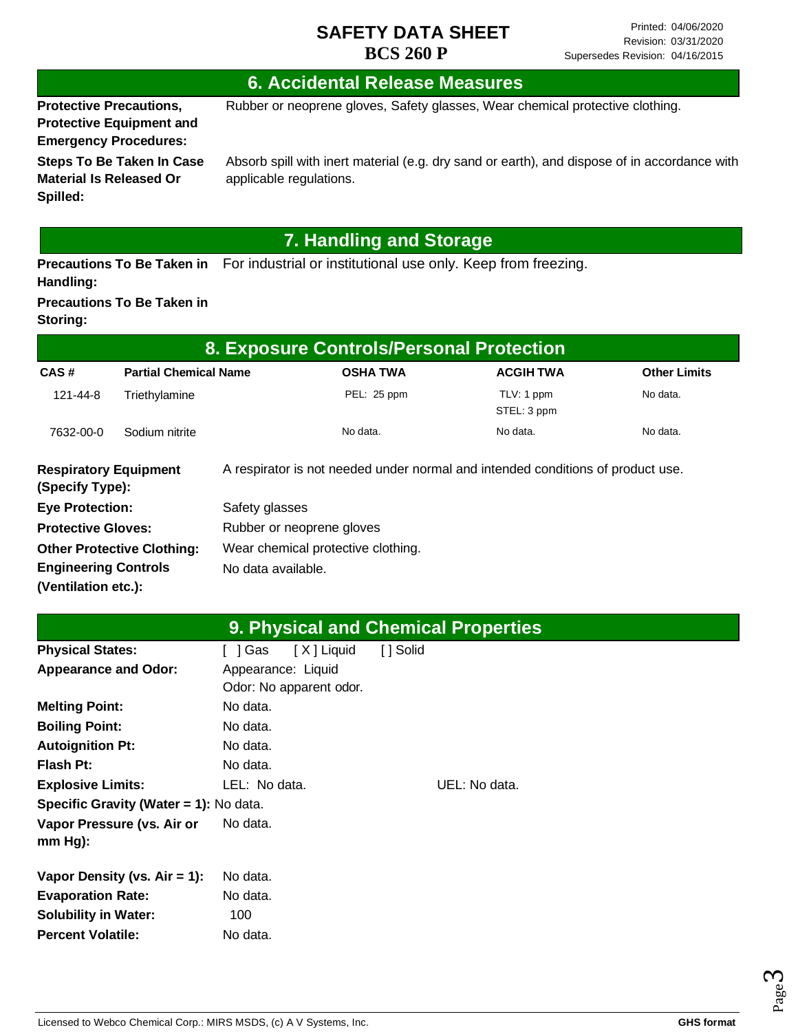## 6. Accidental Release Measures

**Protective Precautions, Protective Equipment and Emergency Procedures:** Rubber or neoprene gloves, Safety glasses, Wear chemical protective clothing.

**Steps To Be Taken In Case Material Is Released Or Spilled:** Absorb spill with inert material (e.g. dry sand or earth), and dispose of in accordance with applicable regulations.

## 7. Handling and Storage

**Precautions To Be Taken in Handling:** For industrial or institutional use only. Keep from freezing.

**Precautions To Be Taken in Storing:**

## 8. Exposure Controls/Personal Protection

| CAS # | Partial Chemical Name | OSHA TWA | ACGIH TWA | Other Limits |
|---|---|---|---|---|
| 121-44-8 | Triethylamine | PEL: 25 ppm | TLV: 1 ppm<br>STEL: 3 ppm | No data. |
| 7632-00-0 | Sodium nitrite | No data. | No data. | No data. |

**Respiratory Equipment (Specify Type):** A respirator is not needed under normal and intended conditions of product use.

**Eye Protection:** Safety glasses

**Protective Gloves:** Rubber or neoprene gloves

**Other Protective Clothing:** Wear chemical protective clothing.

**Engineering Controls (Ventilation etc.):** No data available.

## 9. Physical and Chemical Properties

**Physical States:** [ ] Gas [ X ] Liquid [ ] Solid

**Appearance and Odor:** Appearance: Liquid
Odor: No apparent odor.

**Melting Point:** No data.

**Boiling Point:** No data.

**Autoignition Pt:** No data.

**Flash Pt:** No data.

**Explosive Limits:** LEL: No data. UEL: No data.

**Specific Gravity (Water = 1):** No data.

**Vapor Pressure (vs. Air or mm Hg):** No data.

**Vapor Density (vs. Air = 1):** No data.

**Evaporation Rate:** No data.

**Solubility in Water:** 100

**Percent Volatile:** No data.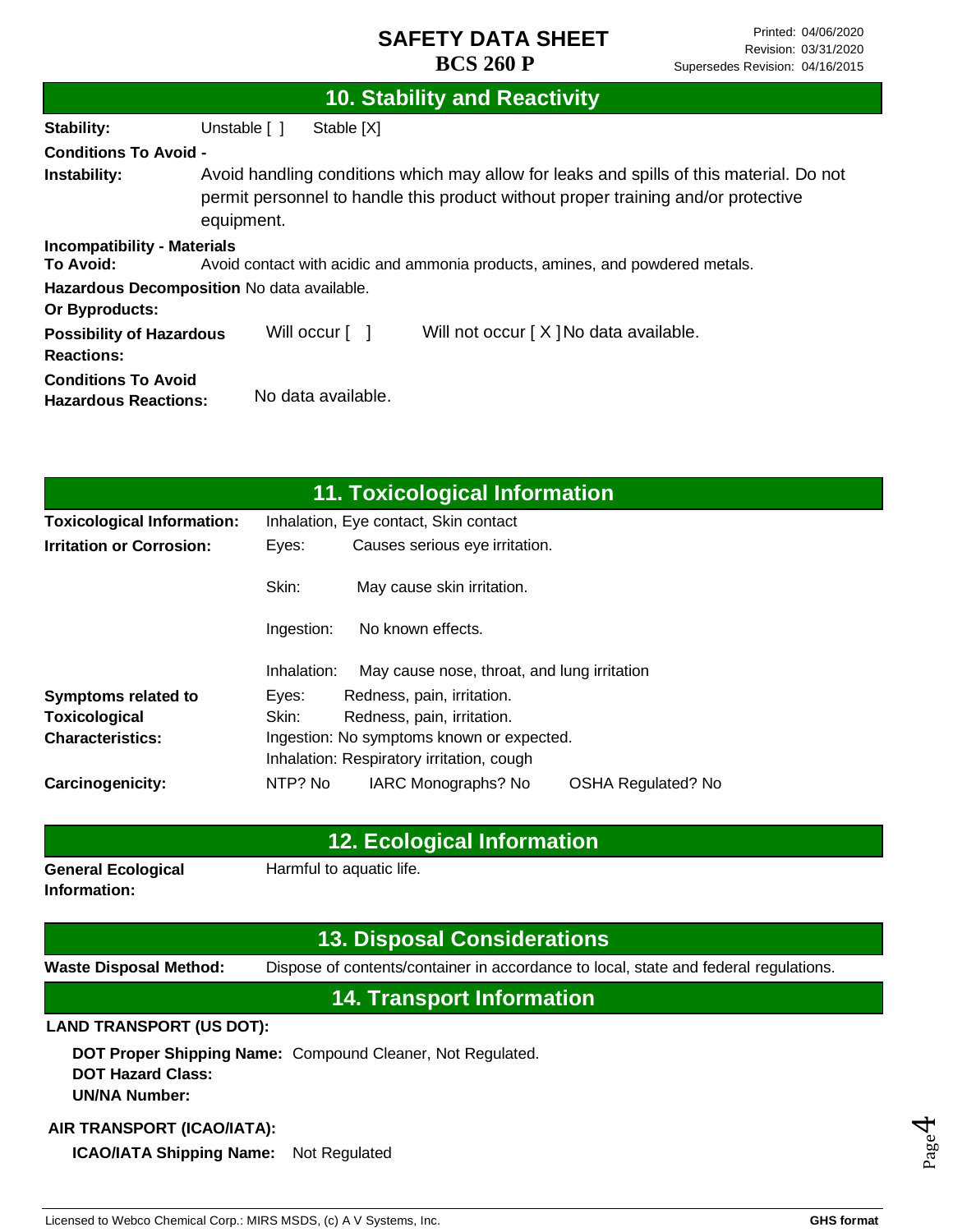## 10. Stability and Reactivity

**Stability:** Unstable [ ] Stable [X]

**Conditions To Avoid -**

**Instability:** Avoid handling conditions which may allow for leaks and spills of this material. Do not permit personnel to handle this product without proper training and/or protective equipment.

**Incompatibility - Materials To Avoid:** Avoid contact with acidic and ammonia products, amines, and powdered metals.

**Hazardous Decomposition Or Byproducts:** No data available.

**Possibility of Hazardous Reactions:** Will occur [ ] Will not occur [ X ] No data available.

**Conditions To Avoid Hazardous Reactions:** No data available.

## 11. Toxicological Information

**Toxicological Information:** Inhalation, Eye contact, Skin contact

**Irritation or Corrosion:**

- Eyes: Causes serious eye irritation.
- Skin: May cause skin irritation.
- Ingestion: No known effects.
- Inhalation: May cause nose, throat, and lung irritation

**Symptoms related to Toxicological Characteristics:**

- Eyes: Redness, pain, irritation.
- Skin: Redness, pain, irritation.
- Ingestion: No symptoms known or expected.
- Inhalation: Respiratory irritation, cough

**Carcinogenicity:** NTP? No IARC Monographs? No OSHA Regulated? No

## 12. Ecological Information

**General Ecological Information:** Harmful to aquatic life.

## 13. Disposal Considerations

**Waste Disposal Method:** Dispose of contents/container in accordance to local, state and federal regulations.

## 14. Transport Information

**LAND TRANSPORT (US DOT):**

**DOT Proper Shipping Name:** Compound Cleaner, Not Regulated.
**DOT Hazard Class:**
**UN/NA Number:**

**AIR TRANSPORT (ICAO/IATA):**

**ICAO/IATA Shipping Name:** Not Regulated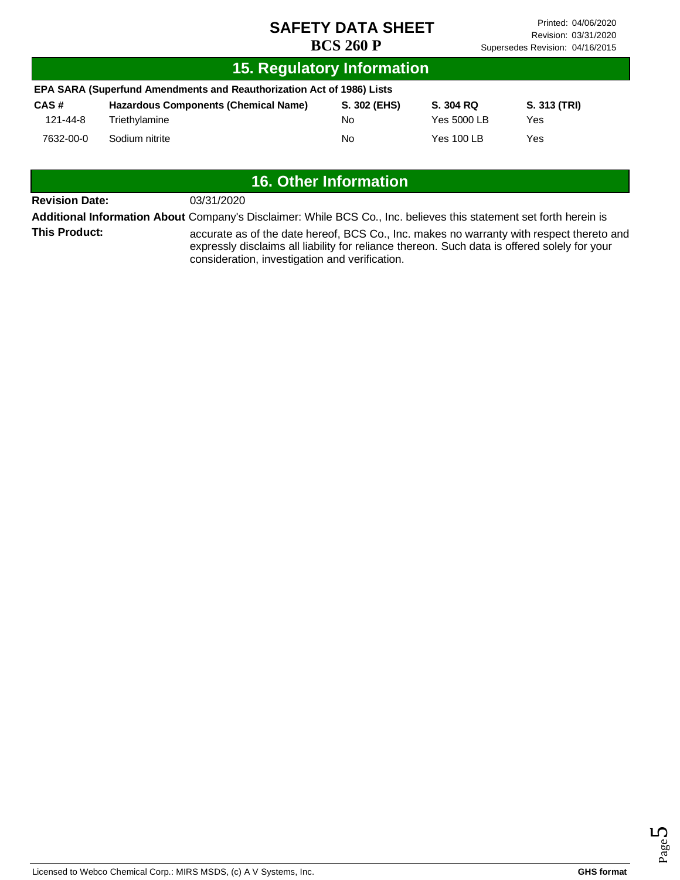## 15. Regulatory Information

**EPA SARA (Superfund Amendments and Reauthorization Act of 1986) Lists**

| CAS # | Hazardous Components (Chemical Name) | S. 302 (EHS) | S. 304 RQ | S. 313 (TRI) |
|---|---|---|---|---|
| 121-44-8 | Triethylamine | No | Yes 5000 LB | Yes |
| 7632-00-0 | Sodium nitrite | No | Yes 100 LB | Yes |

## 16. Other Information

**Revision Date:** 03/31/2020

**Additional Information About This Product:** Company's Disclaimer: While BCS Co., Inc. believes this statement set forth herein is accurate as of the date hereof, BCS Co., Inc. makes no warranty with respect thereto and expressly disclaims all liability for reliance thereon. Such data is offered solely for your consideration, investigation and verification.